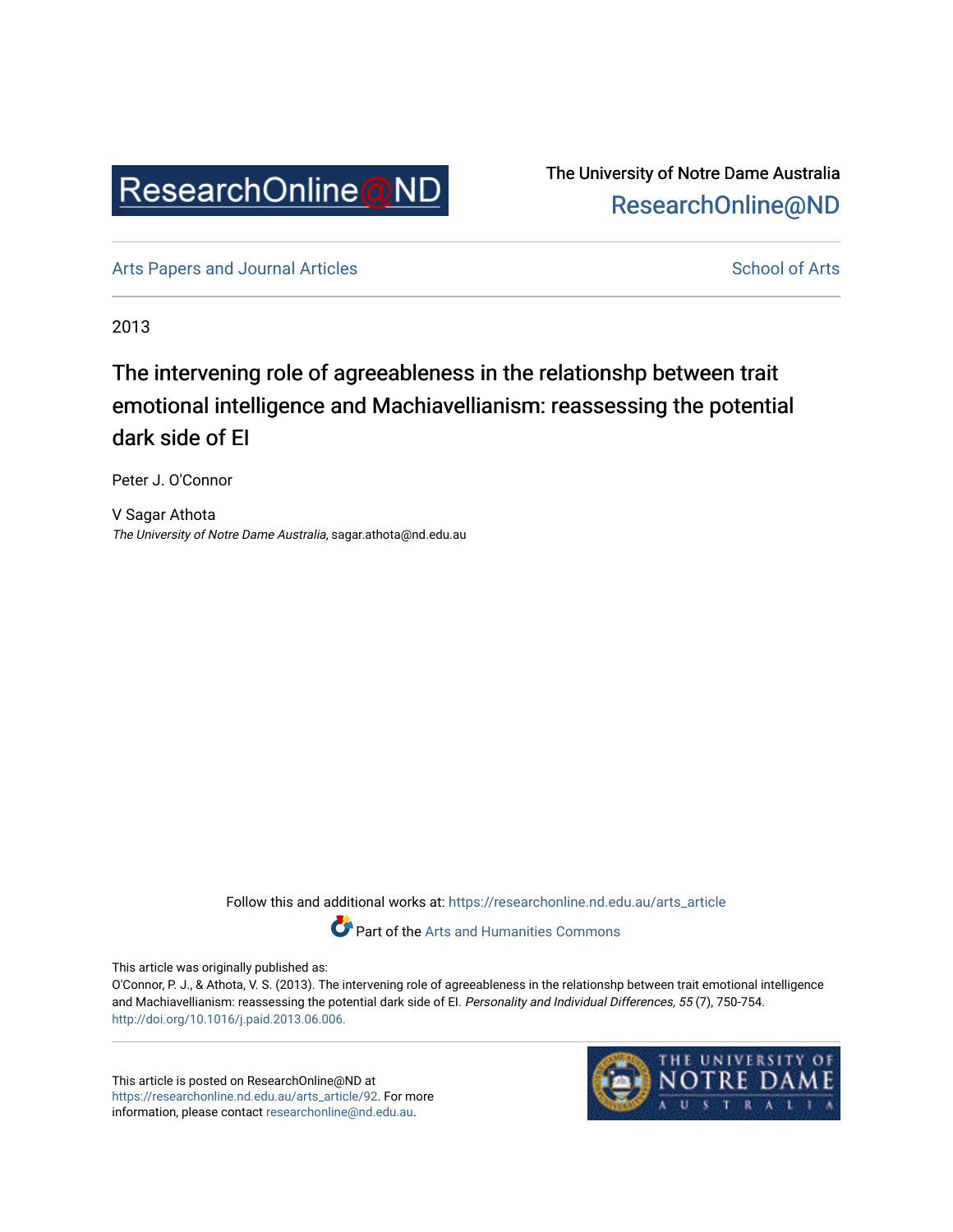ResearchOnline@ND

The University of Notre Dame Australia
ResearchOnline@ND

Arts Papers and Journal Articles

School of Arts

2013

# The intervening role of agreeableness in the relationshp between trait emotional intelligence and Machiavellianism: reassessing the potential dark side of EI

Peter J. O'Connor

V Sagar Athota
*The University of Notre Dame Australia*, sagar.athota@nd.edu.au

Follow this and additional works at: https://researchonline.nd.edu.au/arts_article

Part of the Arts and Humanities Commons

This article was originally published as:
O'Connor, P. J., & Athota, V. S. (2013). The intervening role of agreeableness in the relationshp between trait emotional intelligence and Machiavellianism: reassessing the potential dark side of EI. *Personality and Individual Differences, 55* (7), 750-754.
http://doi.org/10.1016/j.paid.2013.06.006.

This article is posted on ResearchOnline@ND at https://researchonline.nd.edu.au/arts_article/92. For more information, please contact researchonline@nd.edu.au.

THE UNIVERSITY OF NOTRE DAME AUSTRALIA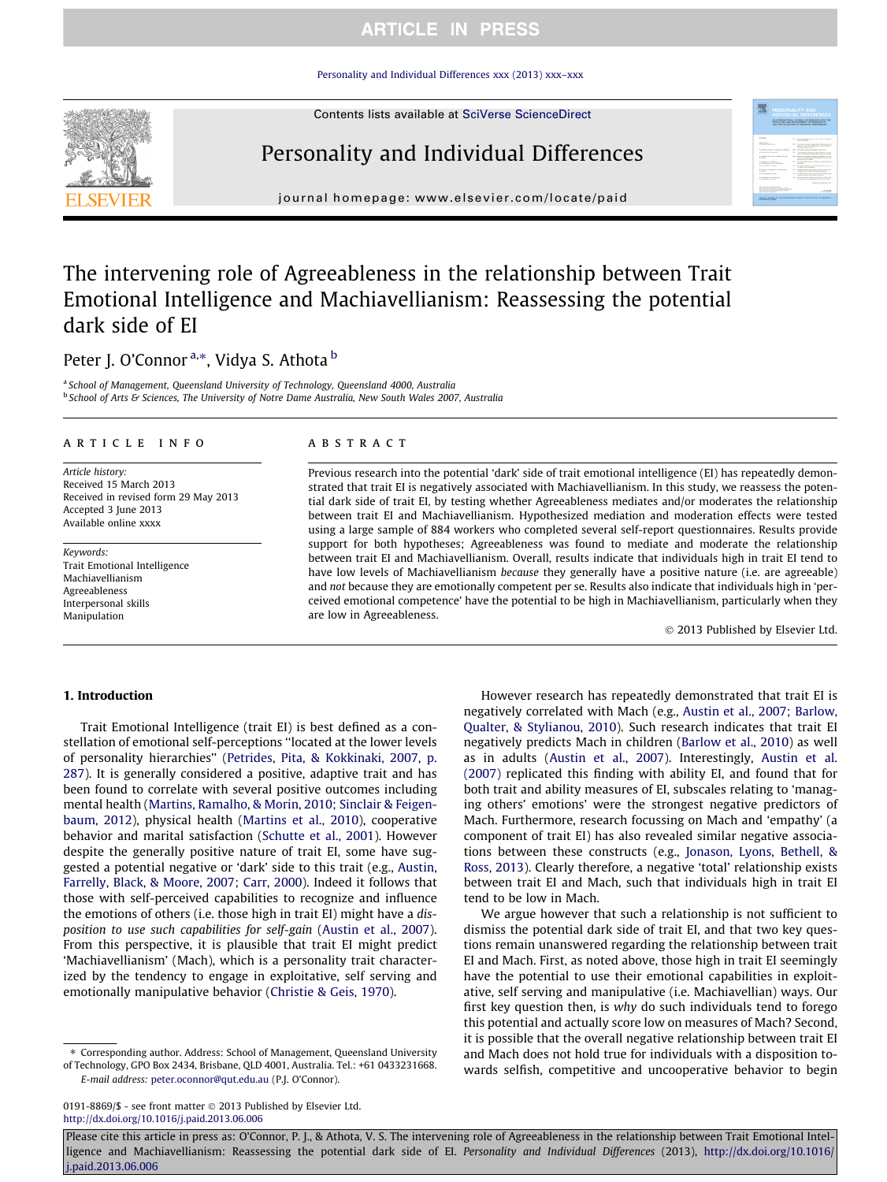# The intervening role of Agreeableness in the relationship between Trait Emotional Intelligence and Machiavellianism: Reassessing the potential dark side of EI

Peter J. O'Connor [a,*], Vidya S. Athota [b]

[a] School of Management, Queensland University of Technology, Queensland 4000, Australia
[b] School of Arts & Sciences, The University of Notre Dame Australia, New South Wales 2007, Australia

## ARTICLE INFO

*Article history:*
Received 15 March 2013
Received in revised form 29 May 2013
Accepted 3 June 2013
Available online xxxx

*Keywords:*
Trait Emotional Intelligence
Machiavellianism
Agreeableness
Interpersonal skills
Manipulation

## ABSTRACT

Previous research into the potential 'dark' side of trait emotional intelligence (EI) has repeatedly demonstrated that trait EI is negatively associated with Machiavellianism. In this study, we reassess the potential dark side of trait EI, by testing whether Agreeableness mediates and/or moderates the relationship between trait EI and Machiavellianism. Hypothesized mediation and moderation effects were tested using a large sample of 884 workers who completed several self-report questionnaires. Results provide support for both hypotheses; Agreeableness was found to mediate and moderate the relationship between trait EI and Machiavellianism. Overall, results indicate that individuals high in trait EI tend to have low levels of Machiavellianism *because* they generally have a positive nature (i.e. are agreeable) and *not* because they are emotionally competent per se. Results also indicate that individuals high in 'perceived emotional competence' have the potential to be high in Machiavellianism, particularly when they are low in Agreeableness.

© 2013 Published by Elsevier Ltd.

## 1. Introduction

Trait Emotional Intelligence (trait EI) is best defined as a constellation of emotional self-perceptions "located at the lower levels of personality hierarchies" (Petrides, Pita, & Kokkinaki, 2007, p. 287). It is generally considered a positive, adaptive trait and has been found to correlate with several positive outcomes including mental health (Martins, Ramalho, & Morin, 2010; Sinclair & Feigenbaum, 2012), physical health (Martins et al., 2010), cooperative behavior and marital satisfaction (Schutte et al., 2001). However despite the generally positive nature of trait EI, some have suggested a potential negative or 'dark' side to this trait (e.g., Austin, Farrelly, Black, & Moore, 2007; Carr, 2000). Indeed it follows that those with self-perceived capabilities to recognize and influence the emotions of others (i.e. those high in trait EI) might have a *disposition to use such capabilities for self-gain* (Austin et al., 2007). From this perspective, it is plausible that trait EI might predict 'Machiavellianism' (Mach), which is a personality trait characterized by the tendency to engage in exploitative, self serving and emotionally manipulative behavior (Christie & Geis, 1970).

However research has repeatedly demonstrated that trait EI is negatively correlated with Mach (e.g., Austin et al., 2007; Barlow, Qualter, & Stylianou, 2010). Such research indicates that trait EI negatively predicts Mach in children (Barlow et al., 2010) as well as in adults (Austin et al., 2007). Interestingly, Austin et al. (2007) replicated this finding with ability EI, and found that for both trait and ability measures of EI, subscales relating to 'managing others' emotions' were the strongest negative predictors of Mach. Furthermore, research focussing on Mach and 'empathy' (a component of trait EI) has also revealed similar negative associations between these constructs (e.g., Jonason, Lyons, Bethell, & Ross, 2013). Clearly therefore, a negative 'total' relationship exists between trait EI and Mach, such that individuals high in trait EI tend to be low in Mach.

We argue however that such a relationship is not sufficient to dismiss the potential dark side of trait EI, and that two key questions remain unanswered regarding the relationship between trait EI and Mach. First, as noted above, those high in trait EI seemingly have the potential to use their emotional capabilities in exploitative, self serving and manipulative (i.e. Machiavellian) ways. Our first key question then, is *why* do such individuals tend to forego this potential and actually score low on measures of Mach? Second, it is possible that the overall negative relationship between trait EI and Mach does not hold true for individuals with a disposition towards selfish, competitive and uncooperative behavior to begin

* Corresponding author. Address: School of Management, Queensland University of Technology, GPO Box 2434, Brisbane, QLD 4001, Australia. Tel.: +61 0433231668.
E-mail address: peter.oconnor@qut.edu.au (P.J. O'Connor).

0191-8869/$ - see front matter © 2013 Published by Elsevier Ltd.
http://dx.doi.org/10.1016/j.paid.2013.06.006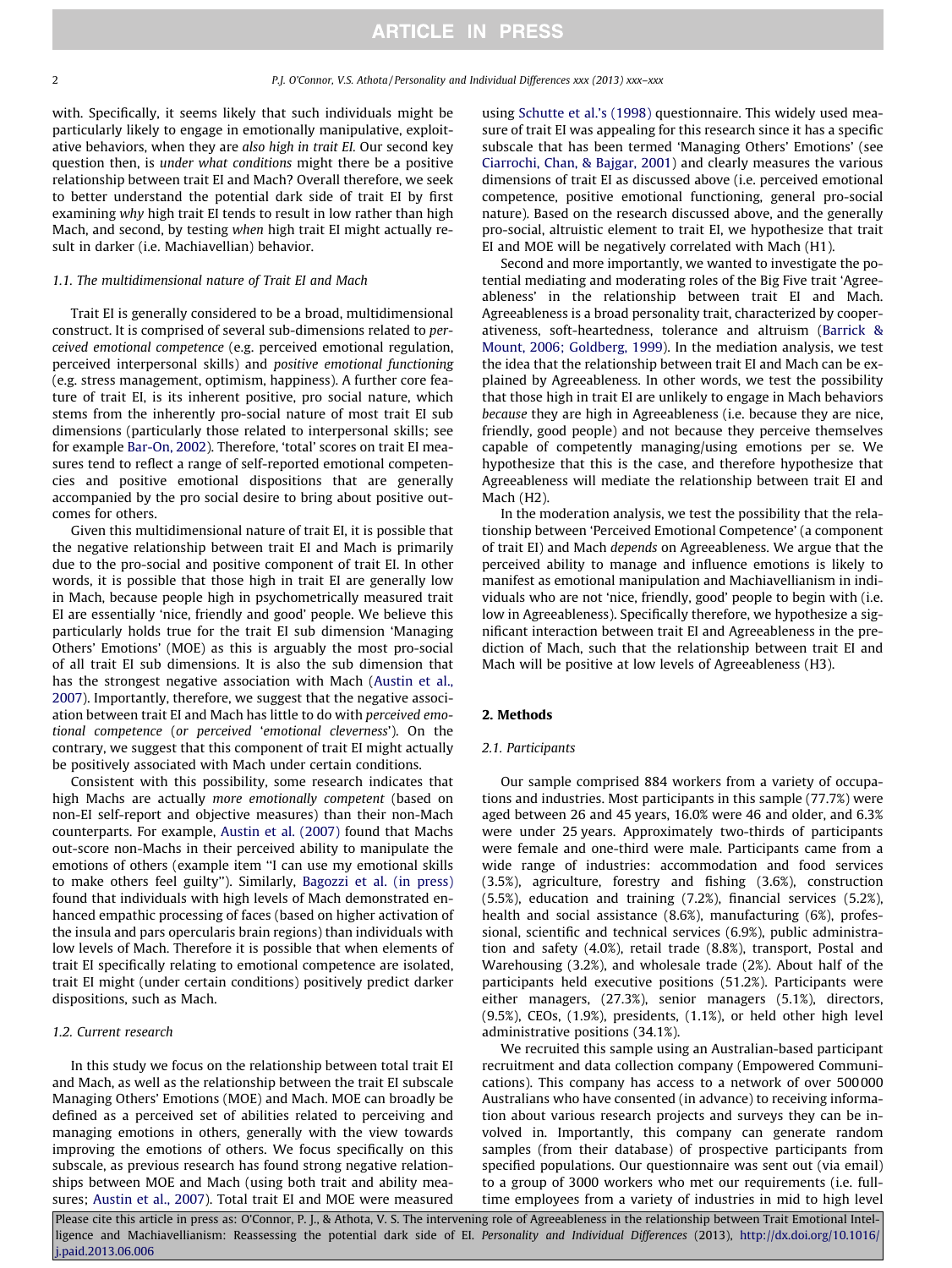with. Specifically, it seems likely that such individuals might be particularly likely to engage in emotionally manipulative, exploitative behaviors, when they are *also high in trait EI*. Our second key question then, is *under what conditions* might there be a positive relationship between trait EI and Mach? Overall therefore, we seek to better understand the potential dark side of trait EI by first examining *why* high trait EI tends to result in low rather than high Mach, and second, by testing *when* high trait EI might actually result in darker (i.e. Machiavellian) behavior.

### 1.1. The multidimensional nature of Trait EI and Mach

Trait EI is generally considered to be a broad, multidimensional construct. It is comprised of several sub-dimensions related to *perceived emotional competence* (e.g. perceived emotional regulation, perceived interpersonal skills) and *positive emotional functioning* (e.g. stress management, optimism, happiness). A further core feature of trait EI, is its inherent positive, pro social nature, which stems from the inherently pro-social nature of most trait EI sub dimensions (particularly those related to interpersonal skills; see for example Bar-On, 2002). Therefore, 'total' scores on trait EI measures tend to reflect a range of self-reported emotional competencies and positive emotional dispositions that are generally accompanied by the pro social desire to bring about positive outcomes for others.

Given this multidimensional nature of trait EI, it is possible that the negative relationship between trait EI and Mach is primarily due to the pro-social and positive component of trait EI. In other words, it is possible that those high in trait EI are generally low in Mach, because people high in psychometrically measured trait EI are essentially 'nice, friendly and good' people. We believe this particularly holds true for the trait EI sub dimension 'Managing Others' Emotions' (MOE) as this is arguably the most pro-social of all trait EI sub dimensions. It is also the sub dimension that has the strongest negative association with Mach (Austin et al., 2007). Importantly, therefore, we suggest that the negative association between trait EI and Mach has little to do with *perceived emotional competence* (*or perceived 'emotional cleverness'*). On the contrary, we suggest that this component of trait EI might actually be positively associated with Mach under certain conditions.

Consistent with this possibility, some research indicates that high Machs are actually *more emotionally competent* (based on non-EI self-report and objective measures) than their non-Mach counterparts. For example, Austin et al. (2007) found that Machs out-score non-Machs in their perceived ability to manipulate the emotions of others (example item "I can use my emotional skills to make others feel guilty"). Similarly, Bagozzi et al. (in press) found that individuals with high levels of Mach demonstrated enhanced empathic processing of faces (based on higher activation of the insula and pars opercularis brain regions) than individuals with low levels of Mach. Therefore it is possible that when elements of trait EI specifically relating to emotional competence are isolated, trait EI might (under certain conditions) positively predict darker dispositions, such as Mach.

### 1.2. Current research

In this study we focus on the relationship between total trait EI and Mach, as well as the relationship between the trait EI subscale Managing Others' Emotions (MOE) and Mach. MOE can broadly be defined as a perceived set of abilities related to perceiving and managing emotions in others, generally with the view towards improving the emotions of others. We focus specifically on this subscale, as previous research has found strong negative relationships between MOE and Mach (using both trait and ability measures; Austin et al., 2007). Total trait EI and MOE were measured using Schutte et al.'s (1998) questionnaire. This widely used measure of trait EI was appealing for this research since it has a specific subscale that has been termed 'Managing Others' Emotions' (see Ciarrochi, Chan, & Bajgar, 2001) and clearly measures the various dimensions of trait EI as discussed above (i.e. perceived emotional competence, positive emotional functioning, general pro-social nature). Based on the research discussed above, and the generally pro-social, altruistic element to trait EI, we hypothesize that trait EI and MOE will be negatively correlated with Mach (H1).

Second and more importantly, we wanted to investigate the potential mediating and moderating roles of the Big Five trait 'Agreeableness' in the relationship between trait EI and Mach. Agreeableness is a broad personality trait, characterized by cooperativeness, soft-heartedness, tolerance and altruism (Barrick & Mount, 2006; Goldberg, 1999). In the mediation analysis, we test the idea that the relationship between trait EI and Mach can be explained by Agreeableness. In other words, we test the possibility that those high in trait EI are unlikely to engage in Mach behaviors *because* they are high in Agreeableness (i.e. because they are nice, friendly, good people) and not because they perceive themselves capable of competently managing/using emotions per se. We hypothesize that this is the case, and therefore hypothesize that Agreeableness will mediate the relationship between trait EI and Mach (H2).

In the moderation analysis, we test the possibility that the relationship between 'Perceived Emotional Competence' (a component of trait EI) and Mach *depends* on Agreeableness. We argue that the perceived ability to manage and influence emotions is likely to manifest as emotional manipulation and Machiavellianism in individuals who are not 'nice, friendly, good' people to begin with (i.e. low in Agreeableness). Specifically therefore, we hypothesize a significant interaction between trait EI and Agreeableness in the prediction of Mach, such that the relationship between trait EI and Mach will be positive at low levels of Agreeableness (H3).

## 2. Methods

### 2.1. Participants

Our sample comprised 884 workers from a variety of occupations and industries. Most participants in this sample (77.7%) were aged between 26 and 45 years, 16.0% were 46 and older, and 6.3% were under 25 years. Approximately two-thirds of participants were female and one-third were male. Participants came from a wide range of industries: accommodation and food services (3.5%), agriculture, forestry and fishing (3.6%), construction (5.5%), education and training (7.2%), financial services (5.2%), health and social assistance (8.6%), manufacturing (6%), professional, scientific and technical services (6.9%), public administration and safety (4.0%), retail trade (8.8%), transport, Postal and Warehousing (3.2%), and wholesale trade (2%). About half of the participants held executive positions (51.2%). Participants were either managers, (27.3%), senior managers (5.1%), directors, (9.5%), CEOs, (1.9%), presidents, (1.1%), or held other high level administrative positions (34.1%).

We recruited this sample using an Australian-based participant recruitment and data collection company (Empowered Communications). This company has access to a network of over 500000 Australians who have consented (in advance) to receiving information about various research projects and surveys they can be involved in. Importantly, this company can generate random samples (from their database) of prospective participants from specified populations. Our questionnaire was sent out (via email) to a group of 3000 workers who met our requirements (i.e. full-time employees from a variety of industries in mid to high level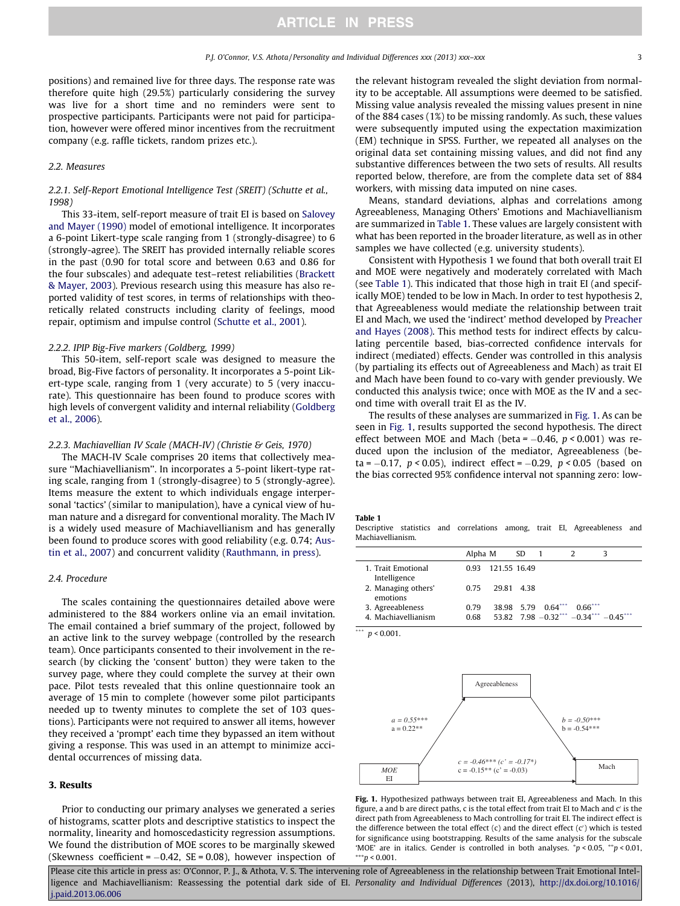positions) and remained live for three days. The response rate was therefore quite high (29.5%) particularly considering the survey was live for a short time and no reminders were sent to prospective participants. Participants were not paid for participation, however were offered minor incentives from the recruitment company (e.g. raffle tickets, random prizes etc.).

### 2.2. Measures

#### 2.2.1. Self-Report Emotional Intelligence Test (SREIT) (Schutte et al., 1998)

This 33-item, self-report measure of trait EI is based on Salovey and Mayer (1990) model of emotional intelligence. It incorporates a 6-point Likert-type scale ranging from 1 (strongly-disagree) to 6 (strongly-agree). The SREIT has provided internally reliable scores in the past (0.90 for total score and between 0.63 and 0.86 for the four subscales) and adequate test–retest reliabilities (Brackett & Mayer, 2003). Previous research using this measure has also reported validity of test scores, in terms of relationships with theoretically related constructs including clarity of feelings, mood repair, optimism and impulse control (Schutte et al., 2001).

#### 2.2.2. IPIP Big-Five markers (Goldberg, 1999)

This 50-item, self-report scale was designed to measure the broad, Big-Five factors of personality. It incorporates a 5-point Likert-type scale, ranging from 1 (very accurate) to 5 (very inaccurate). This questionnaire has been found to produce scores with high levels of convergent validity and internal reliability (Goldberg et al., 2006).

#### 2.2.3. Machiavellian IV Scale (MACH-IV) (Christie & Geis, 1970)

The MACH-IV Scale comprises 20 items that collectively measure ''Machiavellianism''. In incorporates a 5-point likert-type rating scale, ranging from 1 (strongly-disagree) to 5 (strongly-agree). Items measure the extent to which individuals engage interpersonal 'tactics' (similar to manipulation), have a cynical view of human nature and a disregard for conventional morality. The Mach IV is a widely used measure of Machiavellianism and has generally been found to produce scores with good reliability (e.g. 0.74; Austin et al., 2007) and concurrent validity (Rauthmann, in press).

### 2.4. Procedure

The scales containing the questionnaires detailed above were administered to the 884 workers online via an email invitation. The email contained a brief summary of the project, followed by an active link to the survey webpage (controlled by the research team). Once participants consented to their involvement in the research (by clicking the 'consent' button) they were taken to the survey page, where they could complete the survey at their own pace. Pilot tests revealed that this online questionnaire took an average of 15 min to complete (however some pilot participants needed up to twenty minutes to complete the set of 103 questions). Participants were not required to answer all items, however they received a 'prompt' each time they bypassed an item without giving a response. This was used in an attempt to minimize accidental occurrences of missing data.

## 3. Results

Prior to conducting our primary analyses we generated a series of histograms, scatter plots and descriptive statistics to inspect the normality, linearity and homoscedasticity regression assumptions. We found the distribution of MOE scores to be marginally skewed (Skewness coefficient = −0.42, SE = 0.08), however inspection of the relevant histogram revealed the slight deviation from normality to be acceptable. All assumptions were deemed to be satisfied. Missing value analysis revealed the missing values present in nine of the 884 cases (1%) to be missing randomly. As such, these values were subsequently imputed using the expectation maximization (EM) technique in SPSS. Further, we repeated all analyses on the original data set containing missing values, and did not find any substantive differences between the two sets of results. All results reported below, therefore, are from the complete data set of 884 workers, with missing data imputed on nine cases.

Means, standard deviations, alphas and correlations among Agreeableness, Managing Others' Emotions and Machiavellianism are summarized in Table 1. These values are largely consistent with what has been reported in the broader literature, as well as in other samples we have collected (e.g. university students).

Consistent with Hypothesis 1 we found that both overall trait EI and MOE were negatively and moderately correlated with Mach (see Table 1). This indicated that those high in trait EI (and specifically MOE) tended to be low in Mach. In order to test hypothesis 2, that Agreeableness would mediate the relationship between trait EI and Mach, we used the 'indirect' method developed by Preacher and Hayes (2008). This method tests for indirect effects by calculating percentile based, bias-corrected confidence intervals for indirect (mediated) effects. Gender was controlled in this analysis (by partialing its effects out of Agreeableness and Mach) as trait EI and Mach have been found to co-vary with gender previously. We conducted this analysis twice; once with MOE as the IV and a second time with overall trait EI as the IV.

The results of these analyses are summarized in Fig. 1. As can be seen in Fig. 1, results supported the second hypothesis. The direct effect between MOE and Mach (beta = −0.46, $p < 0.001$) was reduced upon the inclusion of the mediator, Agreeableness (beta = −0.17, $p < 0.05$), indirect effect = −0.29, $p < 0.05$ (based on the bias corrected 95% confidence interval not spanning zero: low-

**Table 1**
Descriptive statistics and correlations among, trait EI, Agreeableness and Machiavellianism.

| | Alpha | M | SD | 1 | 2 | 3 |
|---|---|---|---|---|---|---|
| 1. Trait Emotional Intelligence | 0.93 | 121.55 | 16.49 | | | |
| 2. Managing others' emotions | 0.75 | 29.81 | 4.38 | | | |
| 3. Agreeableness | 0.79 | 38.98 | 5.79 | 0.64*** | 0.66*** | |
| 4. Machiavellianism | 0.68 | 53.82 | 7.98 | −0.32*** | −0.34*** | −0.45*** |

*** $p < 0.001$.

**Fig. 1.** Hypothesized pathways between trait EI, Agreeableness and Mach. In this figure, a and b are direct paths, c is the total effect from trait EI to Mach and c′ is the direct path from Agreeableness to Mach controlling for trait EI. The indirect effect is the difference between the total effect (c) and the direct effect (c′) which is tested for significance using bootstrapping. Results of the same analysis for the subscale 'MOE' are in italics. Gender is controlled in both analyses. * $p < 0.05$, ** $p < 0.01$, *** $p < 0.001$.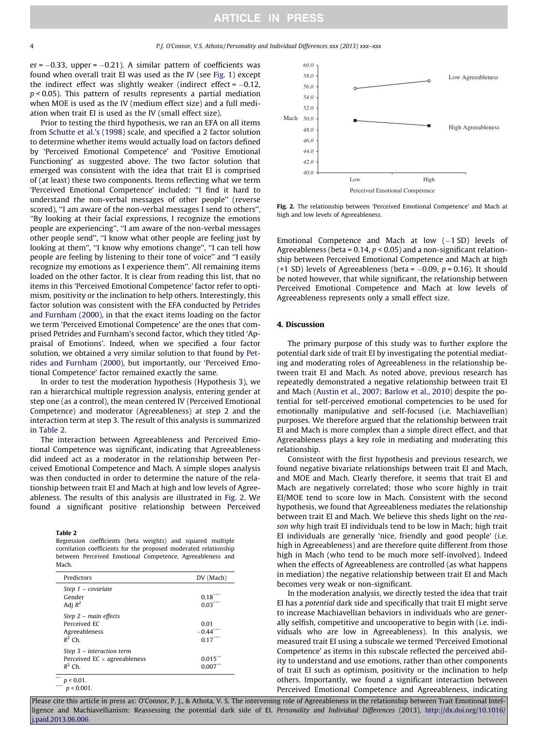er = −0.33, upper = −0.21). A similar pattern of coefficients was found when overall trait EI was used as the IV (see Fig. 1) except the indirect effect was slightly weaker (indirect effect = −0.12, $p < 0.05$). This pattern of results represents a partial mediation when MOE is used as the IV (medium effect size) and a full mediation when trait EI is used as the IV (small effect size).

Prior to testing the third hypothesis, we ran an EFA on all items from Schutte et al.'s (1998) scale, and specified a 2 factor solution to determine whether items would actually load on factors defined by 'Perceived Emotional Competence' and 'Positive Emotional Functioning' as suggested above. The two factor solution that emerged was consistent with the idea that trait EI is comprised of (at least) these two components. Items reflecting what we term 'Perceived Emotional Competence' included: "I find it hard to understand the non-verbal messages of other people" (reverse scored), "I am aware of the non-verbal messages I send to others", "By looking at their facial expressions, I recognize the emotions people are experiencing", "I am aware of the non-verbal messages other people send", "I know what other people are feeling just by looking at them", "I know why emotions change", "I can tell how people are feeling by listening to their tone of voice" and "I easily recognize my emotions as I experience them". All remaining items loaded on the other factor. It is clear from reading this list, that no items in this 'Perceived Emotional Competence' factor refer to optimism, positivity or the inclination to help others. Interestingly, this factor solution was consistent with the EFA conducted by Petrides and Furnham (2000), in that the exact items loading on the factor we term 'Perceived Emotional Competence' are the ones that comprised Petrides and Furnham's second factor, which they titled 'Appraisal of Emotions'. Indeed, when we specified a four factor solution, we obtained a very similar solution to that found by Petrides and Furnham (2000), but importantly, our 'Perceived Emotional Competence' factor remained exactly the same.

In order to test the moderation hypothesis (Hypothesis 3), we ran a hierarchical multiple regression analysis, entering gender at step one (as a control), the mean centered IV (Perceived Emotional Competence) and moderator (Agreeableness) at step 2 and the interaction term at step 3. The result of this analysis is summarized in Table 2.

The interaction between Agreeableness and Perceived Emotional Competence was significant, indicating that Agreeableness did indeed act as a moderator in the relationship between Perceived Emotional Competence and Mach. A simple slopes analysis was then conducted in order to determine the nature of the relationship between trait EI and Mach at high and low levels of Agreeableness. The results of this analysis are illustrated in Fig. 2. We found a significant positive relationship between Perceived Emotional Competence and Mach at low (−1 SD) levels of Agreeableness (beta = 0.14, $p < 0.05$) and a non-significant relationship between Perceived Emotional Competence and Mach at high (+1 SD) levels of Agreeableness (beta = −0.09, $p = 0.16$). It should be noted however, that while significant, the relationship between Perceived Emotional Competence and Mach at low levels of Agreeableness represents only a small effect size.

**Table 2**
Regression coefficients (beta weights) and squared multiple correlation coefficients for the proposed moderated relationship between Perceived Emotional Competence, Agreeableness and Mach.

| Predictors | DV (Mach) |
|---|---|
| *Step 1 – covariate* | |
| Gender | 0.18*** |
| Adj $R^2$ | 0.03*** |
| *Step 2 – main effects* | |
| Perceived EC | 0.01 |
| Agreeableness | −0.44*** |
| $R^2$ Ch. | 0.17*** |
| *Step 3 – interaction term* | |
| Perceived EC × agreeableness | 0.015** |
| $R^2$ Ch. | 0.007** |

** $p < 0.01$.
*** $p < 0.001$.

60.0
58.0
56.0
54.0
52.0
Mach 50.0
48.0
46.0
44.0
42.0
40.0
Low Agreeableness
High Agreeableness
Low
High
Perceived Emotional Competence

Fig. 2. The relationship between 'Perceived Emotional Competence' and Mach at high and low levels of Agreeableness.

## 4. Discussion

The primary purpose of this study was to further explore the potential dark side of trait EI by investigating the potential mediating and moderating roles of Agreeableness in the relationship between trait EI and Mach. As noted above, previous research has repeatedly demonstrated a negative relationship between trait EI and Mach (Austin et al., 2007; Barlow et al., 2010) despite the potential for self-perceived emotional competencies to be used for emotionally manipulative and self-focused (i.e. Machiavellian) purposes. We therefore argued that the relationship between trait EI and Mach is more complex than a simple direct effect, and that Agreeableness plays a key role in mediating and moderating this relationship.

Consistent with the first hypothesis and previous research, we found negative bivariate relationships between trait EI and Mach, and MOE and Mach. Clearly therefore, it seems that trait EI and Mach are negatively correlated; those who score highly in trait EI/MOE tend to score low in Mach. Consistent with the second hypothesis, we found that Agreeableness mediates the relationship between trait EI and Mach. We believe this sheds light on the *reason why* high trait EI individuals tend to be low in Mach; high trait EI individuals are generally 'nice, friendly and good people' (i.e. high in Agreeableness) and are therefore quite different from those high in Mach (who tend to be much more self-involved). Indeed when the effects of Agreeableness are controlled (as what happens in mediation) the negative relationship between trait EI and Mach becomes very weak or non-significant.

In the moderation analysis, we directly tested the idea that trait EI has a *potential* dark side and specifically that trait EI might serve to increase Machiavellian behaviors in individuals who are generally selfish, competitive and uncooperative to begin with (i.e. individuals who are low in Agreeableness). In this analysis, we measured trait EI using a subscale we termed 'Perceived Emotional Competence' as items in this subscale reflected the perceived ability to understand and use emotions, rather than other components of trait EI such as optimism, positivity or the inclination to help others. Importantly, we found a significant interaction between Perceived Emotional Competence and Agreeableness, indicating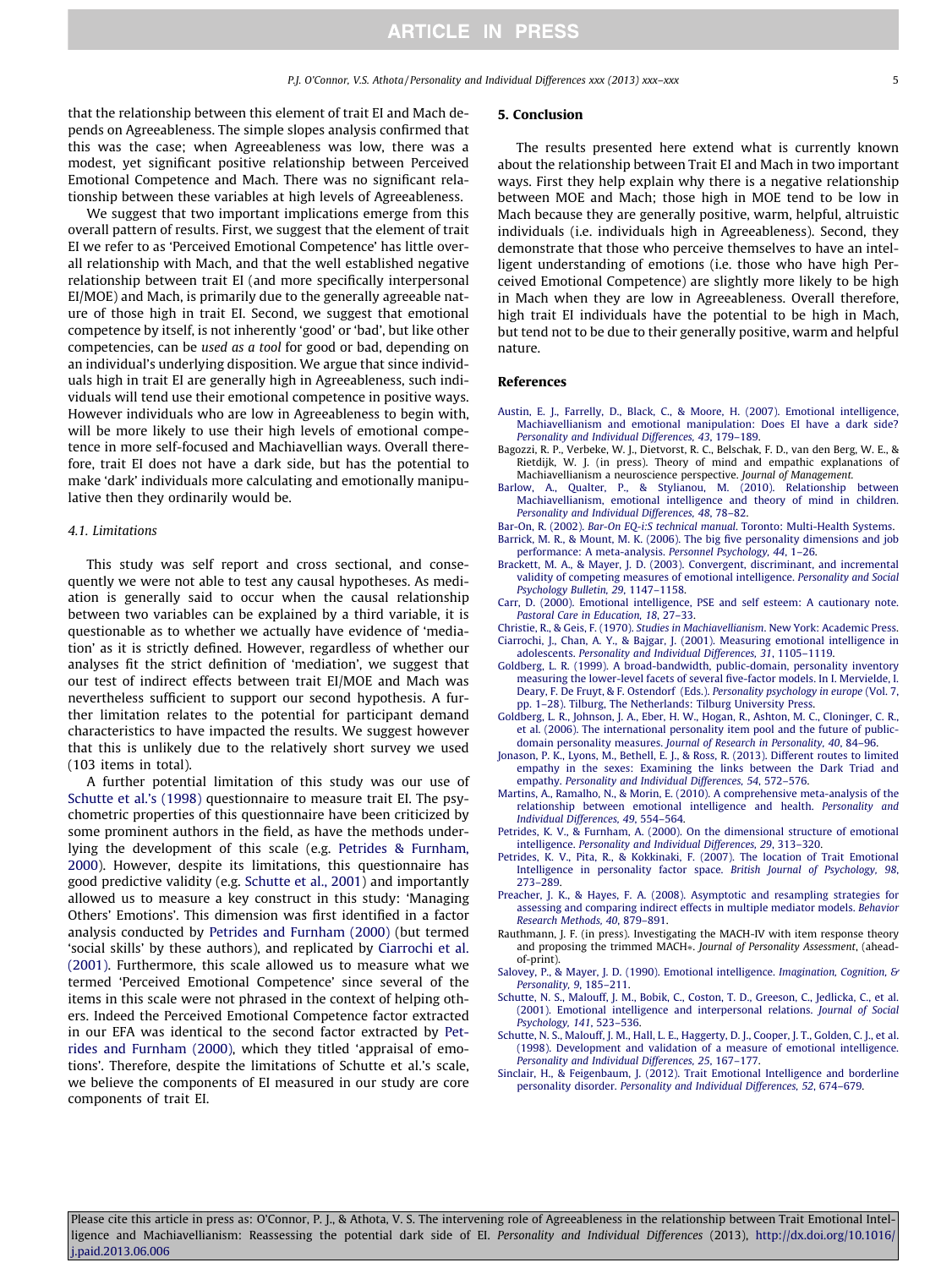that the relationship between this element of trait EI and Mach depends on Agreeableness. The simple slopes analysis confirmed that this was the case; when Agreeableness was low, there was a modest, yet significant positive relationship between Perceived Emotional Competence and Mach. There was no significant relationship between these variables at high levels of Agreeableness.

We suggest that two important implications emerge from this overall pattern of results. First, we suggest that the element of trait EI we refer to as 'Perceived Emotional Competence' has little overall relationship with Mach, and that the well established negative relationship between trait EI (and more specifically interpersonal EI/MOE) and Mach, is primarily due to the generally agreeable nature of those high in trait EI. Second, we suggest that emotional competence by itself, is not inherently 'good' or 'bad', but like other competencies, can be *used as a tool* for good or bad, depending on an individual's underlying disposition. We argue that since individuals high in trait EI are generally high in Agreeableness, such individuals will tend use their emotional competence in positive ways. However individuals who are low in Agreeableness to begin with, will be more likely to use their high levels of emotional competence in more self-focused and Machiavellian ways. Overall therefore, trait EI does not have a dark side, but has the potential to make 'dark' individuals more calculating and emotionally manipulative then they ordinarily would be.

### 4.1. Limitations

This study was self report and cross sectional, and consequently we were not able to test any causal hypotheses. As mediation is generally said to occur when the causal relationship between two variables can be explained by a third variable, it is questionable as to whether we actually have evidence of 'mediation' as it is strictly defined. However, regardless of whether our analyses fit the strict definition of 'mediation', we suggest that our test of indirect effects between trait EI/MOE and Mach was nevertheless sufficient to support our second hypothesis. A further limitation relates to the potential for participant demand characteristics to have impacted the results. We suggest however that this is unlikely due to the relatively short survey we used (103 items in total).

A further potential limitation of this study was our use of Schutte et al.'s (1998) questionnaire to measure trait EI. The psychometric properties of this questionnaire have been criticized by some prominent authors in the field, as have the methods underlying the development of this scale (e.g. Petrides & Furnham, 2000). However, despite its limitations, this questionnaire has good predictive validity (e.g. Schutte et al., 2001) and importantly allowed us to measure a key construct in this study: 'Managing Others' Emotions'. This dimension was first identified in a factor analysis conducted by Petrides and Furnham (2000) (but termed 'social skills' by these authors), and replicated by Ciarrochi et al. (2001). Furthermore, this scale allowed us to measure what we termed 'Perceived Emotional Competence' since several of the items in this scale were not phrased in the context of helping others. Indeed the Perceived Emotional Competence factor extracted in our EFA was identical to the second factor extracted by Petrides and Furnham (2000), which they titled 'appraisal of emotions'. Therefore, despite the limitations of Schutte et al.'s scale, we believe the components of EI measured in our study are core components of trait EI.

## 5. Conclusion

The results presented here extend what is currently known about the relationship between Trait EI and Mach in two important ways. First they help explain why there is a negative relationship between MOE and Mach; those high in MOE tend to be low in Mach because they are generally positive, warm, helpful, altruistic individuals (i.e. individuals high in Agreeableness). Second, they demonstrate that those who perceive themselves to have an intelligent understanding of emotions (i.e. those who have high Perceived Emotional Competence) are slightly more likely to be high in Mach when they are low in Agreeableness. Overall therefore, high trait EI individuals have the potential to be high in Mach, but tend not to be due to their generally positive, warm and helpful nature.

## References

Austin, E. J., Farrelly, D., Black, C., & Moore, H. (2007). Emotional intelligence, Machiavellianism and emotional manipulation: Does EI have a dark side? *Personality and Individual Differences, 43*, 179–189.

Bagozzi, R. P., Verbeke, W. J., Dietvorst, R. C., Belschak, F. D., van den Berg, W. E., & Rietdijk, W. J. (in press). Theory of mind and empathic explanations of Machiavellianism a neuroscience perspective. *Journal of Management*.

Barlow, A., Qualter, P., & Stylianou, M. (2010). Relationship between Machiavellianism, emotional intelligence and theory of mind in children. *Personality and Individual Differences, 48*, 78–82.

Bar-On, R. (2002). *Bar-On EQ-i:S technical manual*. Toronto: Multi-Health Systems.

Barrick, M. R., & Mount, M. K. (2006). The big five personality dimensions and job performance: A meta-analysis. *Personnel Psychology, 44*, 1–26.

Brackett, M. A., & Mayer, J. D. (2003). Convergent, discriminant, and incremental validity of competing measures of emotional intelligence. *Personality and Social Psychology Bulletin, 29*, 1147–1158.

Carr, D. (2000). Emotional intelligence, PSE and self esteem: A cautionary note. *Pastoral Care in Education, 18*, 27–33.

Christie, R., & Geis, F. (1970). *Studies in Machiavellianism*. New York: Academic Press.

Ciarrochi, J., Chan, A. Y., & Bajgar, J. (2001). Measuring emotional intelligence in adolescents. *Personality and Individual Differences, 31*, 1105–1119.

Goldberg, L. R. (1999). A broad-bandwidth, public-domain, personality inventory measuring the lower-level facets of several five-factor models. In I. Mervielde, I. Deary, F. De Fruyt, & F. Ostendorf (Eds.). *Personality psychology in europe* (Vol. 7, pp. 1–28). Tilburg, The Netherlands: Tilburg University Press.

Goldberg, L. R., Johnson, J. A., Eber, H. W., Hogan, R., Ashton, M. C., Cloninger, C. R., et al. (2006). The international personality item pool and the future of public-domain personality measures. *Journal of Research in Personality, 40*, 84–96.

Jonason, P. K., Lyons, M., Bethell, E. J., & Ross, R. (2013). Different routes to limited empathy in the sexes: Examining the links between the Dark Triad and empathy. *Personality and Individual Differences, 54*, 572–576.

Martins, A., Ramalho, N., & Morin, E. (2010). A comprehensive meta-analysis of the relationship between emotional intelligence and health. *Personality and Individual Differences, 49*, 554–564.

Petrides, K. V., & Furnham, A. (2000). On the dimensional structure of emotional intelligence. *Personality and Individual Differences, 29*, 313–320.

Petrides, K. V., Pita, R., & Kokkinaki, F. (2007). The location of Trait Emotional Intelligence in personality factor space. *British Journal of Psychology, 98*, 273–289.

Preacher, J. K., & Hayes, F. A. (2008). Asymptotic and resampling strategies for assessing and comparing indirect effects in multiple mediator models. *Behavior Research Methods, 40*, 879–891.

Rauthmann, J. F. (in press). Investigating the MACH-IV with item response theory and proposing the trimmed MACH*. *Journal of Personality Assessment*, (ahead-of-print).

Salovey, P., & Mayer, J. D. (1990). Emotional intelligence. *Imagination, Cognition, & Personality, 9*, 185–211.

Schutte, N. S., Malouff, J. M., Bobik, C., Coston, T. D., Greeson, C., Jedlicka, C., et al. (2001). Emotional intelligence and interpersonal relations. *Journal of Social Psychology, 141*, 523–536.

Schutte, N. S., Malouff, J. M., Hall, L. E., Haggerty, D. J., Cooper, J. T., Golden, C. J., et al. (1998). Development and validation of a measure of emotional intelligence. *Personality and Individual Differences, 25*, 167–177.

Sinclair, H., & Feigenbaum, J. (2012). Trait Emotional Intelligence and borderline personality disorder. *Personality and Individual Differences, 52*, 674–679.